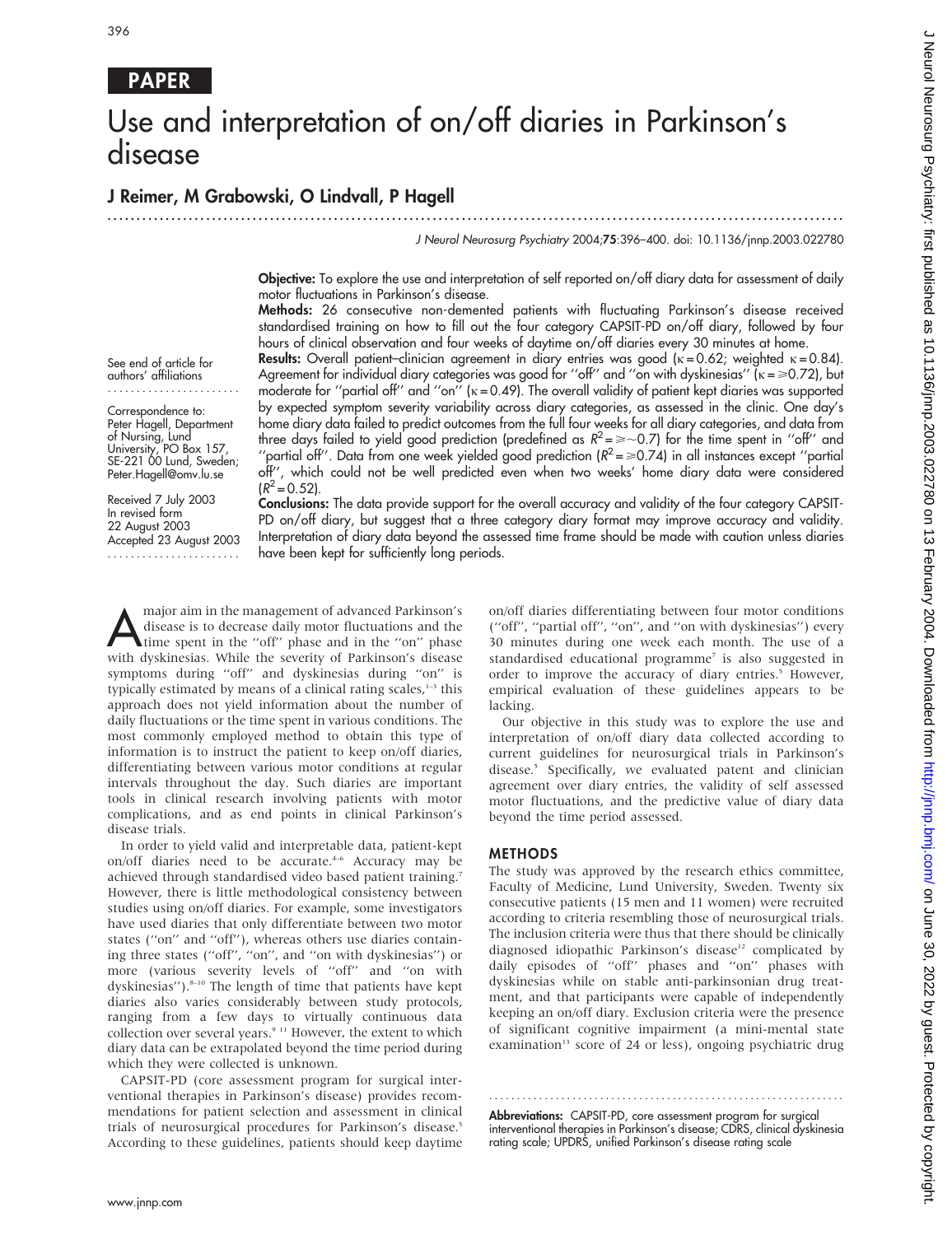PAPER

# Use and interpretation of on/off diaries in Parkinson's disease

**J Reimer, M Grabowski, O Lindvall, P Hagell**

J Neurol Neurosurg Psychiatry 2004;**75**:396–400. doi: 10.1136/jnnp.2003.022780

See end of article for authors' affiliations

Correspondence to: Peter Hagell, Department of Nursing, Lund University, PO Box 157, SE-221 00 Lund, Sweden; Peter.Hagell@omv.lu.se

Received 7 July 2003
In revised form 22 August 2003
Accepted 23 August 2003

**Objective:** To explore the use and interpretation of self reported on/off diary data for assessment of daily motor fluctuations in Parkinson's disease.

**Methods:** 26 consecutive non-demented patients with fluctuating Parkinson's disease received standardised training on how to fill out the four category CAPSIT-PD on/off diary, followed by four hours of clinical observation and four weeks of daytime on/off diaries every 30 minutes at home.

**Results:** Overall patient–clinician agreement in diary entries was good (κ = 0.62; weighted κ = 0.84). Agreement for individual diary categories was good for "off" and "on with dyskinesias" (κ = ⩾0.72), but moderate for "partial off" and "on" (κ = 0.49). The overall validity of patient kept diaries was supported by expected symptom severity variability across diary categories, as assessed in the clinic. One day's home diary data failed to predict outcomes from the full four weeks for all diary categories, and data from three days failed to yield good prediction (predefined as $R^2$ = ⩾~0.7) for the time spent in "off" and "partial off". Data from one week yielded good prediction ($R^2$ = ⩾0.74) in all instances except "partial off", which could not be well predicted even when two weeks' home diary data were considered ($R^2$ = 0.52).

**Conclusions:** The data provide support for the overall accuracy and validity of the four category CAPSIT-PD on/off diary, but suggest that a three category diary format may improve accuracy and validity. Interpretation of diary data beyond the assessed time frame should be made with caution unless diaries have been kept for sufficiently long periods.

A major aim in the management of advanced Parkinson's disease is to decrease daily motor fluctuations and the time spent in the "off" phase and in the "on" phase with dyskinesias. While the severity of Parkinson's disease symptoms during "off" and dyskinesias during "on" is typically estimated by means of a clinical rating scales,[1–3] this approach does not yield information about the number of daily fluctuations or the time spent in various conditions. The most commonly employed method to obtain this type of information is to instruct the patient to keep on/off diaries, differentiating between various motor conditions at regular intervals throughout the day. Such diaries are important tools in clinical research involving patients with motor complications, and as end points in clinical Parkinson's disease trials.

In order to yield valid and interpretable data, patient-kept on/off diaries need to be accurate.[4–6] Accuracy may be achieved through standardised video based patient training.[7] However, there is little methodological consistency between studies using on/off diaries. For example, some investigators have used diaries that only differentiate between two motor states ("on" and "off"), whereas others use diaries containing three states ("off", "on", and "on with dyskinesias") or more (various severity levels of "off" and "on with dyskinesias").[8–10] The length of time that patients have kept diaries also varies considerably between study protocols, ranging from a few days to virtually continuous data collection over several years.[9 11] However, the extent to which diary data can be extrapolated beyond the time period during which they were collected is unknown.

CAPSIT-PD (core assessment program for surgical interventional therapies in Parkinson's disease) provides recommendations for patient selection and assessment in clinical trials of neurosurgical procedures for Parkinson's disease.[5] According to these guidelines, patients should keep daytime on/off diaries differentiating between four motor conditions ("off", "partial off", "on", and "on with dyskinesias") every 30 minutes during one week each month. The use of a standardised educational programme[7] is also suggested in order to improve the accuracy of diary entries.[5] However, empirical evaluation of these guidelines appears to be lacking.

Our objective in this study was to explore the use and interpretation of on/off diary data collected according to current guidelines for neurosurgical trials in Parkinson's disease.[5] Specifically, we evaluated patent and clinician agreement over diary entries, the validity of self assessed motor fluctuations, and the predictive value of diary data beyond the time period assessed.

## METHODS

The study was approved by the research ethics committee, Faculty of Medicine, Lund University, Sweden. Twenty six consecutive patients (15 men and 11 women) were recruited according to criteria resembling those of neurosurgical trials. The inclusion criteria were thus that there should be clinically diagnosed idiopathic Parkinson's disease[12] complicated by daily episodes of "off" phases and "on" phases with dyskinesias while on stable anti-parkinsonian drug treatment, and that participants were capable of independently keeping an on/off diary. Exclusion criteria were the presence of significant cognitive impairment (a mini-mental state examination[13] score of 24 or less), ongoing psychiatric drug

**Abbreviations:** CAPSIT-PD, core assessment program for surgical interventional therapies in Parkinson's disease; CDRS, clinical dyskinesia rating scale; UPDRS, unified Parkinson's disease rating scale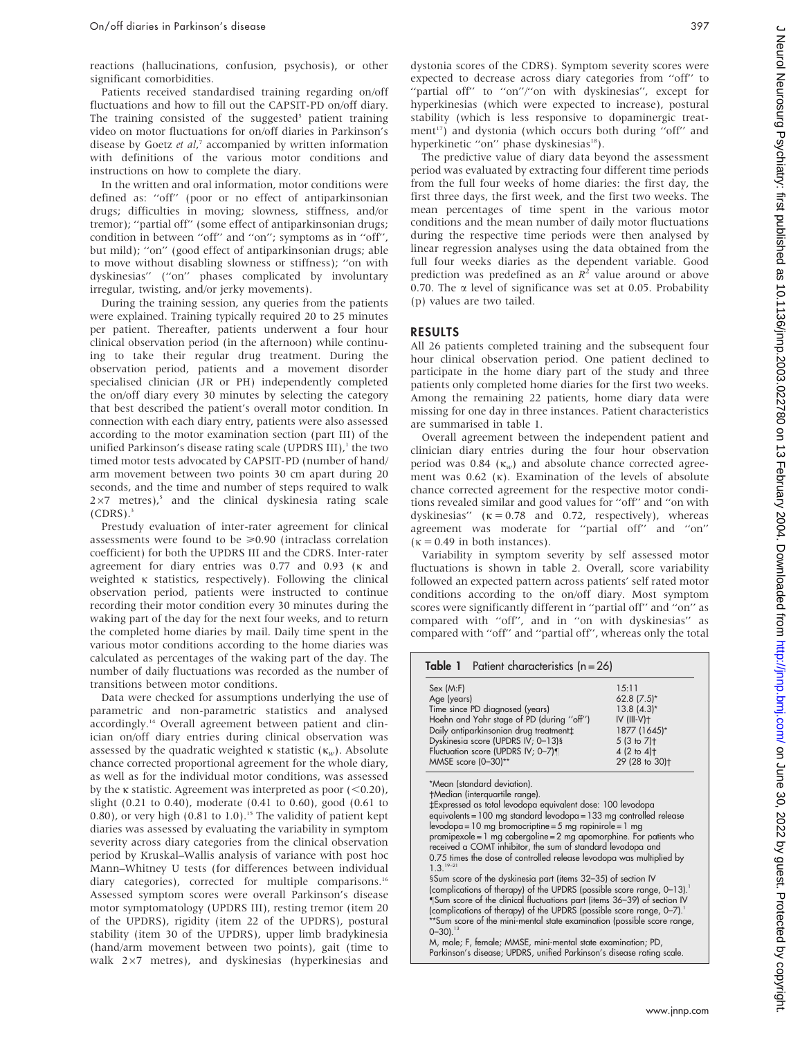reactions (hallucinations, confusion, psychosis), or other significant comorbidities.

Patients received standardised training regarding on/off fluctuations and how to fill out the CAPSIT-PD on/off diary. The training consisted of the suggested[5] patient training video on motor fluctuations for on/off diaries in Parkinson's disease by Goetz *et al*,[7] accompanied by written information with definitions of the various motor conditions and instructions on how to complete the diary.

In the written and oral information, motor conditions were defined as: "off" (poor or no effect of antiparkinsonian drugs; difficulties in moving; slowness, stiffness, and/or tremor); "partial off" (some effect of antiparkinsonian drugs; condition in between "off" and "on"; symptoms as in "off", but mild); "on" (good effect of antiparkinsonian drugs; able to move without disabling slowness or stiffness); "on with dyskinesias" ("on" phases complicated by involuntary irregular, twisting, and/or jerky movements).

During the training session, any queries from the patients were explained. Training typically required 20 to 25 minutes per patient. Thereafter, patients underwent a four hour clinical observation period (in the afternoon) while continuing to take their regular drug treatment. During the observation period, patients and a movement disorder specialised clinician (JR or PH) independently completed the on/off diary every 30 minutes by selecting the category that best described the patient's overall motor condition. In connection with each diary entry, patients were also assessed according to the motor examination section (part III) of the unified Parkinson's disease rating scale (UPDRS III),[1] the two timed motor tests advocated by CAPSIT-PD (number of hand/arm movement between two points 30 cm apart during 20 seconds, and the time and number of steps required to walk $2\times7$ metres),[5] and the clinical dyskinesia rating scale (CDRS).[3]

Prestudy evaluation of inter-rater agreement for clinical assessments were found to be $\geqslant$0.90 (intraclass correlation coefficient) for both the UPDRS III and the CDRS. Inter-rater agreement for diary entries was 0.77 and 0.93 (κ and weighted κ statistics, respectively). Following the clinical observation period, patients were instructed to continue recording their motor condition every 30 minutes during the waking part of the day for the next four weeks, and to return the completed home diaries by mail. Daily time spent in the various motor conditions according to the home diaries was calculated as percentages of the waking part of the day. The number of daily fluctuations was recorded as the number of transitions between motor conditions.

Data were checked for assumptions underlying the use of parametric and non-parametric statistics and analysed accordingly.[14] Overall agreement between patient and clinician on/off diary entries during clinical observation was assessed by the quadratic weighted κ statistic ($\kappa_w$). Absolute chance corrected proportional agreement for the whole diary, as well as for the individual motor conditions, was assessed by the κ statistic. Agreement was interpreted as poor (<0.20), slight (0.21 to 0.40), moderate (0.41 to 0.60), good (0.61 to 0.80), or very high (0.81 to 1.0).[15] The validity of patient kept diaries was assessed by evaluating the variability in symptom severity across diary categories from the clinical observation period by Kruskal–Wallis analysis of variance with post hoc Mann–Whitney U tests (for differences between individual diary categories), corrected for multiple comparisons.[16] Assessed symptom scores were overall Parkinson's disease motor symptomatology (UPDRS III), resting tremor (item 20 of the UPDRS), rigidity (item 22 of the UPDRS), postural stability (item 30 of the UPDRS), upper limb bradykinesia (hand/arm movement between two points), gait (time to walk $2\times7$ metres), and dyskinesias (hyperkinesias and dystonia scores of the CDRS). Symptom severity scores were expected to decrease across diary categories from "off" to "partial off" to "on"/"on with dyskinesias", except for hyperkinesias (which were expected to increase), postural stability (which is less responsive to dopaminergic treatment[17]) and dystonia (which occurs both during "off" and hyperkinetic "on" phase dyskinesias[18]).

The predictive value of diary data beyond the assessment period was evaluated by extracting four different time periods from the full four weeks of home diaries: the first day, the first three days, the first week, and the first two weeks. The mean percentages of time spent in the various motor conditions and the mean number of daily motor fluctuations during the respective time periods were then analysed by linear regression analyses using the data obtained from the full four weeks diaries as the dependent variable. Good prediction was predefined as an $R^2$ value around or above 0.70. The α level of significance was set at 0.05. Probability (p) values are two tailed.

## RESULTS

All 26 patients completed training and the subsequent four hour clinical observation period. One patient declined to participate in the home diary part of the study and three patients only completed home diaries for the first two weeks. Among the remaining 22 patients, home diary data were missing for one day in three instances. Patient characteristics are summarised in table 1.

Overall agreement between the independent patient and clinician diary entries during the four hour observation period was 0.84 ($\kappa_w$) and absolute chance corrected agreement was 0.62 (κ). Examination of the levels of absolute chance corrected agreement for the respective motor conditions revealed similar and good values for "off" and "on with dyskinesias" (κ = 0.78 and 0.72, respectively), whereas agreement was moderate for "partial off" and "on" (κ = 0.49 in both instances).

Variability in symptom severity by self assessed motor fluctuations is shown in table 2. Overall, score variability followed an expected pattern across patients' self rated motor conditions according to the on/off diary. Most symptom scores were significantly different in "partial off" and "on" as compared with "off", and in "on with dyskinesias" as compared with "off" and "partial off", whereas only the total

**Table 1** Patient characteristics (n = 26)

| | |
|---|---|
| Sex (M:F) | 15:11 |
| Age (years) | 62.8 (7.5)* |
| Time since PD diagnosed (years) | 13.8 (4.3)* |
| Hoehn and Yahr stage of PD (during "off") | IV (III-V)† |
| Daily antiparkinsonian drug treatment‡ | 1877 (1645)* |
| Dyskinesia score (UPDRS IV; 0–13)§ | 5 (3 to 7)† |
| Fluctuation score (UPDRS IV; 0–7)¶ | 4 (2 to 4)† |
| MMSE score (0–30)** | 29 (28 to 30)† |

*Mean (standard deviation).
†Median (interquartile range).
‡Expressed as total levodopa equivalent dose: 100 levodopa equivalents = 100 mg standard levodopa = 133 mg controlled release levodopa = 10 mg bromocriptine = 5 mg ropinirole = 1 mg pramipexole = 1 mg cabergoline = 2 mg apomorphine. For patients who received a COMT inhibitor, the sum of standard levodopa and 0.75 times the dose of controlled release levodopa was multiplied by 1.3.[19–21]
§Sum score of the dyskinesia part (items 32–35) of section IV (complications of therapy) of the UPDRS (possible score range, 0–13).[1]
¶Sum score of the clinical fluctuations part (items 36–39) of section IV (complications of therapy) of the UPDRS (possible score range, 0–7).[1]
**Sum score of the mini-mental state examination (possible score range, 0–30).[13]
M, male; F, female; MMSE, mini-mental state examination; PD, Parkinson's disease; UPDRS, unified Parkinson's disease rating scale.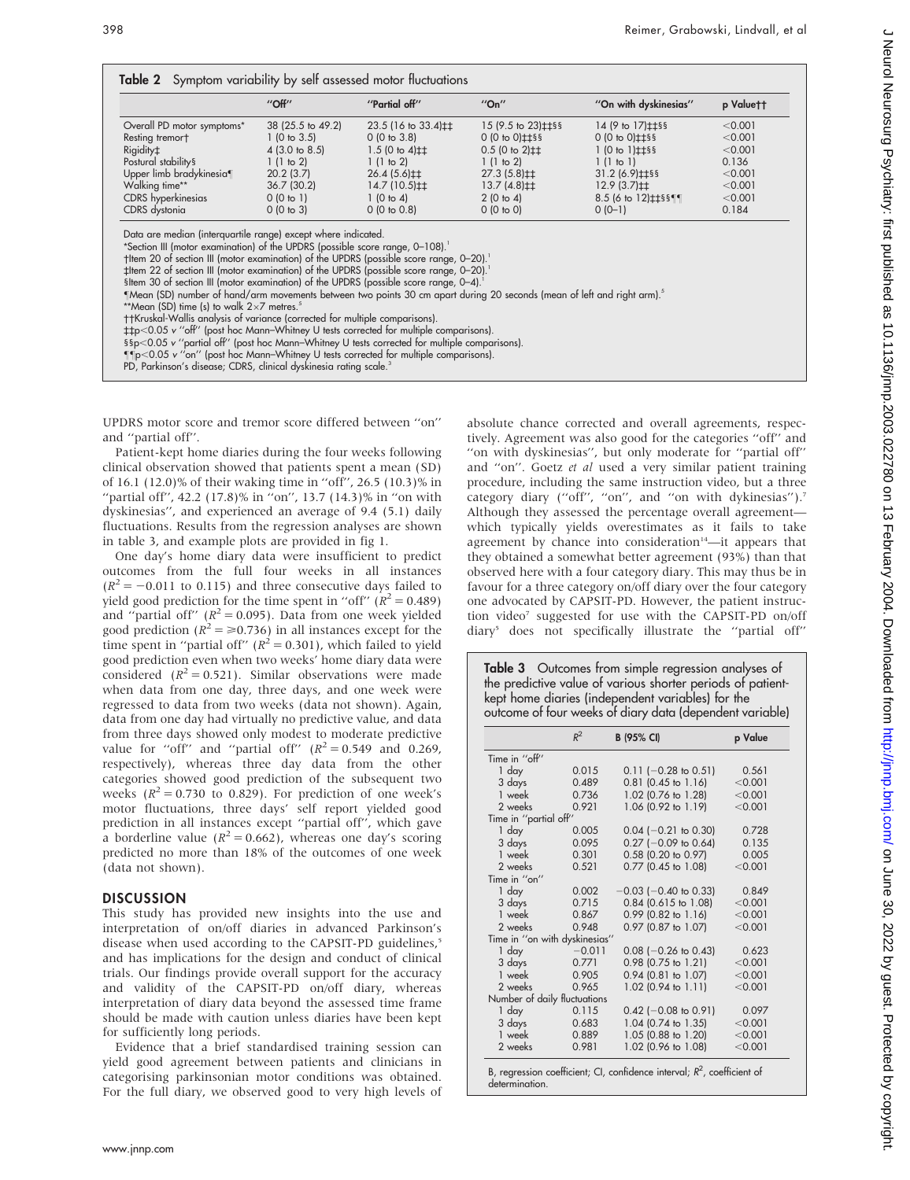**Table 2** Symptom variability by self assessed motor fluctuations

| | "Off" | "Partial off" | "On" | "On with dyskinesias" | p Value†† |
|---|---|---|---|---|---|
| Overall PD motor symptoms* | 38 (25.5 to 49.2) | 23.5 (16 to 33.4)‡‡ | 15 (9.5 to 23)‡‡§§ | 14 (9 to 17)‡‡§§ | <0.001 |
| Resting tremor† | 1 (0 to 3.5) | 0 (0 to 3.8) | 0 (0 to 0)‡‡§§ | 0 (0 to 0)‡‡§§ | <0.001 |
| Rigidity‡ | 4 (3.0 to 8.5) | 1.5 (0 to 4)‡‡ | 0.5 (0 to 2)‡‡ | 1 (0 to 1)‡‡§§ | <0.001 |
| Postural stability§ | 1 (1 to 2) | 1 (1 to 2) | 1 (1 to 2) | 1 (1 to 1) | 0.136 |
| Upper limb bradykinesia¶ | 20.2 (3.7) | 26.4 (5.6)‡‡ | 27.3 (5.8)‡‡ | 31.2 (6.9)‡‡§§ | <0.001 |
| Walking time** | 36.7 (30.2) | 14.7 (10.5)‡‡ | 13.7 (4.8)‡‡ | 12.9 (3.7)‡‡ | <0.001 |
| CDRS hyperkinesias | 0 (0 to 1) | 1 (0 to 4) | 2 (0 to 4) | 8.5 (6 to 12)‡‡§§¶¶ | <0.001 |
| CDRS dystonia | 0 (0 to 3) | 0 (0 to 0.8) | 0 (0 to 0) | 0 (0–1) | 0.184 |

Data are median (interquartile range) except where indicated.
*Section III (motor examination) of the UPDRS (possible score range, 0–108).[1]
†Item 20 of section III (motor examination) of the UPDRS (possible score range, 0–20).[1]
‡Item 22 of section III (motor examination) of the UPDRS (possible score range, 0–20).[1]
§Item 30 of section III (motor examination) of the UPDRS (possible score range, 0–4).[1]
¶Mean (SD) number of hand/arm movements between two points 30 cm apart during 20 seconds (mean of left and right arm).[5]
**Mean (SD) time (s) to walk 2×7 metres.[5]
††Kruskal-Wallis analysis of variance (corrected for multiple comparisons).
‡‡p<0.05 v "off" (post hoc Mann–Whitney U tests corrected for multiple comparisons).
§§p<0.05 v "partial off" (post hoc Mann–Whitney U tests corrected for multiple comparisons).
¶¶p<0.05 v "on" (post hoc Mann–Whitney U tests corrected for multiple comparisons).
PD, Parkinson's disease; CDRS, clinical dyskinesia rating scale.[3]

UPDRS motor score and tremor score differed between "on" and "partial off".

Patient-kept home diaries during the four weeks following clinical observation showed that patients spent a mean (SD) of 16.1 (12.0)% of their waking time in "off", 26.5 (10.3)% in "partial off", 42.2 (17.8)% in "on", 13.7 (14.3)% in "on with dyskinesias", and experienced an average of 9.4 (5.1) daily fluctuations. Results from the regression analyses are shown in table 3, and example plots are provided in fig 1.

One day's home diary data were insufficient to predict outcomes from the full four weeks in all instances ($R^2 = -0.011$ to 0.115) and three consecutive days failed to yield good prediction for the time spent in "off" ($R^2 = 0.489$) and "partial off" ($R^2 = 0.095$). Data from one week yielded good prediction ($R^2 = \geq 0.736$) in all instances except for the time spent in "partial off" ($R^2 = 0.301$), which failed to yield good prediction even when two weeks' home diary data were considered ($R^2 = 0.521$). Similar observations were made when data from one day, three days, and one week were regressed to data from two weeks (data not shown). Again, data from one day had virtually no predictive value, and data from three days showed only modest to moderate predictive value for "off" and "partial off" ($R^2 = 0.549$ and 0.269, respectively), whereas three day data from the other categories showed good prediction of the subsequent two weeks ($R^2 = 0.730$ to 0.829). For prediction of one week's motor fluctuations, three days' self report yielded good prediction in all instances except "partial off", which gave a borderline value ($R^2 = 0.662$), whereas one day's scoring predicted no more than 18% of the outcomes of one week (data not shown).

## DISCUSSION

This study has provided new insights into the use and interpretation of on/off diaries in advanced Parkinson's disease when used according to the CAPSIT-PD guidelines,[5] and has implications for the design and conduct of clinical trials. Our findings provide overall support for the accuracy and validity of the CAPSIT-PD on/off diary, whereas interpretation of diary data beyond the assessed time frame should be made with caution unless diaries have been kept for sufficiently long periods.

Evidence that a brief standardised training session can yield good agreement between patients and clinicians in categorising parkinsonian motor conditions was obtained. For the full diary, we observed good to very high levels of absolute chance corrected and overall agreements, respectively. Agreement was also good for the categories "off" and "on with dyskinesias", but only moderate for "partial off" and "on". Goetz *et al* used a very similar patient training procedure, including the same instruction video, but a three category diary ("off", "on", and "on with dykinesias").[7] Although they assessed the percentage overall agreement—which typically yields overestimates as it fails to take agreement by chance into consideration[14]—it appears that they obtained a somewhat better agreement (93%) than that observed here with a four category diary. This may thus be in favour for a three category on/off diary over the four category one advocated by CAPSIT-PD. However, the patient instruction video[7] suggested for use with the CAPSIT-PD on/off diary[5] does not specifically illustrate the "partial off"

**Table 3** Outcomes from simple regression analyses of the predictive value of various shorter periods of patient-kept home diaries (independent variables) for the outcome of four weeks of diary data (dependent variable)

| | $R^2$ | B (95% CI) | p Value |
|---|---|---|---|
| Time in "off" | | | |
| 1 day | 0.015 | 0.11 (−0.28 to 0.51) | 0.561 |
| 3 days | 0.489 | 0.81 (0.45 to 1.16) | <0.001 |
| 1 week | 0.736 | 1.02 (0.76 to 1.28) | <0.001 |
| 2 weeks | 0.921 | 1.06 (0.92 to 1.19) | <0.001 |
| Time in "partial off" | | | |
| 1 day | 0.005 | 0.04 (−0.21 to 0.30) | 0.728 |
| 3 days | 0.095 | 0.27 (−0.09 to 0.64) | 0.135 |
| 1 week | 0.301 | 0.58 (0.20 to 0.97) | 0.005 |
| 2 weeks | 0.521 | 0.77 (0.45 to 1.08) | <0.001 |
| Time in "on" | | | |
| 1 day | 0.002 | −0.03 (−0.40 to 0.33) | 0.849 |
| 3 days | 0.715 | 0.84 (0.615 to 1.08) | <0.001 |
| 1 week | 0.867 | 0.99 (0.82 to 1.16) | <0.001 |
| 2 weeks | 0.948 | 0.97 (0.87 to 1.07) | <0.001 |
| Time in "on with dyskinesias" | | | |
| 1 day | −0.011 | 0.08 (−0.26 to 0.43) | 0.623 |
| 3 days | 0.771 | 0.98 (0.75 to 1.21) | <0.001 |
| 1 week | 0.905 | 0.94 (0.81 to 1.07) | <0.001 |
| 2 weeks | 0.965 | 1.02 (0.94 to 1.11) | <0.001 |
| Number of daily fluctuations | | | |
| 1 day | 0.115 | 0.42 (−0.08 to 0.91) | 0.097 |
| 3 days | 0.683 | 1.04 (0.74 to 1.35) | <0.001 |
| 1 week | 0.889 | 1.05 (0.88 to 1.20) | <0.001 |
| 2 weeks | 0.981 | 1.02 (0.96 to 1.08) | <0.001 |

B, regression coefficient; CI, confidence interval; $R^2$, coefficient of determination.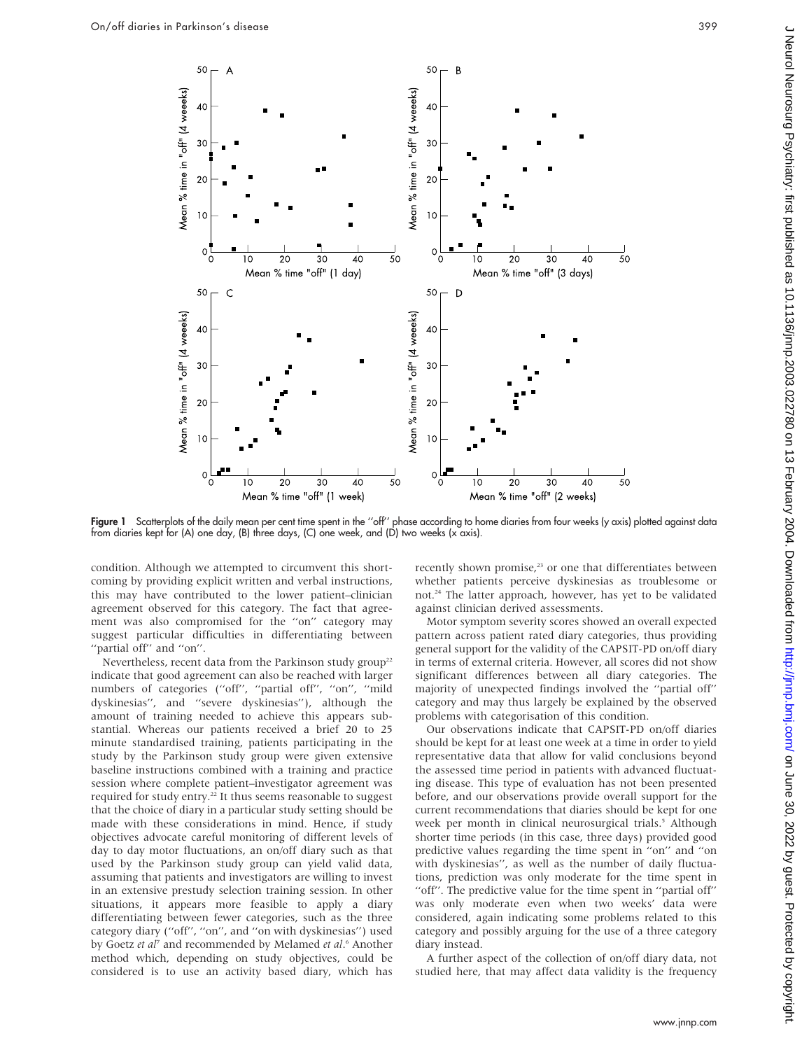**Figure 1** Scatterplots of the daily mean per cent time spent in the "off" phase according to home diaries from four weeks (y axis) plotted against data from diaries kept for (A) one day, (B) three days, (C) one week, and (D) two weeks (x axis).

condition. Although we attempted to circumvent this shortcoming by providing explicit written and verbal instructions, this may have contributed to the lower patient–clinician agreement observed for this category. The fact that agreement was also compromised for the "on" category may suggest particular difficulties in differentiating between "partial off" and "on".

Nevertheless, recent data from the Parkinson study group[22] indicate that good agreement can also be reached with larger numbers of categories ("off", "partial off", "on", "mild dyskinesias", and "severe dyskinesias"), although the amount of training needed to achieve this appears substantial. Whereas our patients received a brief 20 to 25 minute standardised training, patients participating in the study by the Parkinson study group were given extensive baseline instructions combined with a training and practice session where complete patient–investigator agreement was required for study entry.[22] It thus seems reasonable to suggest that the choice of diary in a particular study setting should be made with these considerations in mind. Hence, if study objectives advocate careful monitoring of different levels of day to day motor fluctuations, an on/off diary such as that used by the Parkinson study group can yield valid data, assuming that patients and investigators are willing to invest in an extensive prestudy selection training session. In other situations, it appears more feasible to apply a diary differentiating between fewer categories, such as the three category diary ("off", "on", and "on with dyskinesias") used by Goetz *et al*[7] and recommended by Melamed *et al*.[6] Another method which, depending on study objectives, could be considered is to use an activity based diary, which has recently shown promise,[23] or one that differentiates between whether patients perceive dyskinesias as troublesome or not.[24] The latter approach, however, has yet to be validated against clinician derived assessments.

Motor symptom severity scores showed an overall expected pattern across patient rated diary categories, thus providing general support for the validity of the CAPSIT-PD on/off diary in terms of external criteria. However, all scores did not show significant differences between all diary categories. The majority of unexpected findings involved the "partial off" category and may thus largely be explained by the observed problems with categorisation of this condition.

Our observations indicate that CAPSIT-PD on/off diaries should be kept for at least one week at a time in order to yield representative data that allow for valid conclusions beyond the assessed time period in patients with advanced fluctuating disease. This type of evaluation has not been presented before, and our observations provide overall support for the current recommendations that diaries should be kept for one week per month in clinical neurosurgical trials.[5] Although shorter time periods (in this case, three days) provided good predictive values regarding the time spent in "on" and "on with dyskinesias", as well as the number of daily fluctuations, prediction was only moderate for the time spent in "off". The predictive value for the time spent in "partial off" was only moderate even when two weeks' data were considered, again indicating some problems related to this category and possibly arguing for the use of a three category diary instead.

A further aspect of the collection of on/off diary data, not studied here, that may affect data validity is the frequency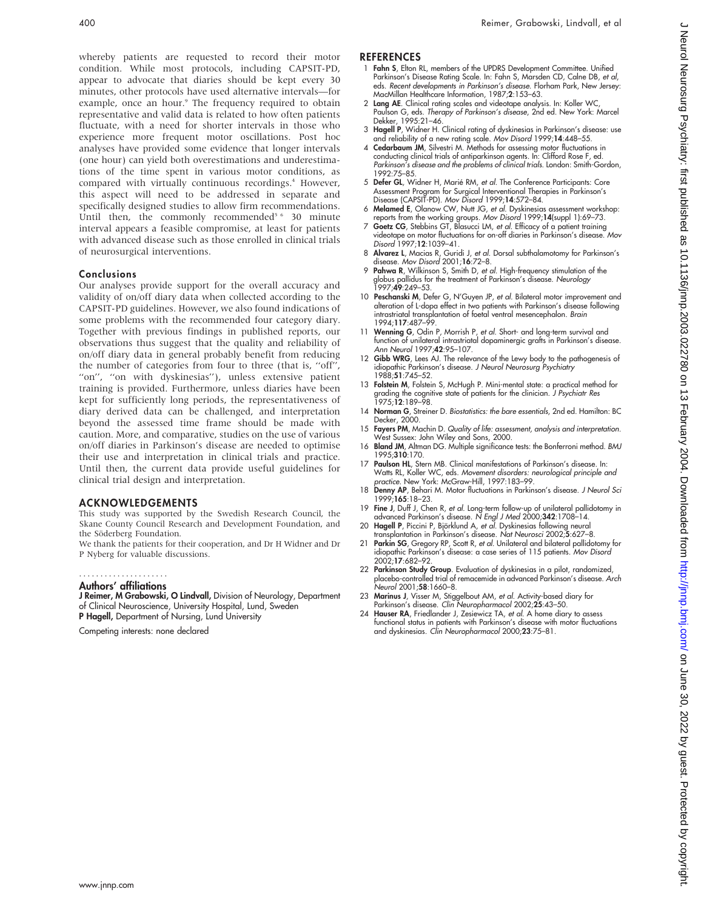whereby patients are requested to record their motor condition. While most protocols, including CAPSIT-PD, appear to advocate that diaries should be kept every 30 minutes, other protocols have used alternative intervals—for example, once an hour.[9] The frequency required to obtain representative and valid data is related to how often patients fluctuate, with a need for shorter intervals in those who experience more frequent motor oscillations. Post hoc analyses have provided some evidence that longer intervals (one hour) can yield both overestimations and underestimations of the time spent in various motor conditions, as compared with virtually continuous recordings.[4] However, this aspect will need to be addressed in separate and specifically designed studies to allow firm recommendations. Until then, the commonly recommended[5 6] 30 minute interval appears a feasible compromise, at least for patients with advanced disease such as those enrolled in clinical trials of neurosurgical interventions.

### Conclusions

Our analyses provide support for the overall accuracy and validity of on/off diary data when collected according to the CAPSIT-PD guidelines. However, we also found indications of some problems with the recommended four category diary. Together with previous findings in published reports, our observations thus suggest that the quality and reliability of on/off diary data in general probably benefit from reducing the number of categories from four to three (that is, ''off'', ''on'', ''on with dyskinesias''), unless extensive patient training is provided. Furthermore, unless diaries have been kept for sufficiently long periods, the representativeness of diary derived data can be challenged, and interpretation beyond the assessed time frame should be made with caution. More, and comparative, studies on the use of various on/off diaries in Parkinson's disease are needed to optimise their use and interpretation in clinical trials and practice. Until then, the current data provide useful guidelines for clinical trial design and interpretation.

## ACKNOWLEDGEMENTS

This study was supported by the Swedish Research Council, the Skane County Council Research and Development Foundation, and the Söderberg Foundation.

We thank the patients for their cooperation, and Dr H Widner and Dr P Nyberg for valuable discussions.

### Authors' affiliations

**J Reimer, M Grabowski, O Lindvall,** Division of Neurology, Department of Clinical Neuroscience, University Hospital, Lund, Sweden
**P Hagell,** Department of Nursing, Lund University

Competing interests: none declared

## REFERENCES

1. **Fahn S**, Elton RL, members of the UPDRS Development Committee. Unified Parkinson's Disease Rating Scale. In: Fahn S, Marsden CD, Calne DB, *et al*, eds. *Recent developments in Parkinson's disease*. Florham Park, New Jersey: MacMillan Healthcare Information, 1987;**2**:153–63.
2. **Lang AE**. Clinical rating scales and videotape analysis. In: Koller WC, Paulson G, eds. *Therapy of Parkinson's disease*, 2nd ed. New York: Marcel Dekker, 1995:21–46.
3. **Hagell P**, Widner H. Clinical rating of dyskinesias in Parkinson's disease: use and reliability of a new rating scale. *Mov Disord* 1999;**14**:448–55.
4. **Cedarbaum JM**, Silvestri M. Methods for assessing motor fluctuations in conducting clinical trials of antiparkinson agents. In: Clifford Rose F, ed. *Parkinson's disease and the problems of clinical trials*. London: Smith-Gordon, 1992:75–85.
5. **Defer GL**, Widner H, Marié RM, *et al*. The Conference Participants: Core Assessment Program for Surgical Interventional Therapies in Parkinson's Disease (CAPSIT-PD). *Mov Disord* 1999;**14**:572–84.
6. **Melamed E**, Olanow CW, Nutt JG, *et al*. Dyskinesias assessment workshop: reports from the working groups. *Mov Disord* 1999;**14**(suppl 1):69–73.
7. **Goetz CG**, Stebbins GT, Blasucci LM, *et al*. Efficacy of a patient training videotape on motor fluctuations for on-off diaries in Parkinson's disease. *Mov Disord* 1997;**12**:1039–41.
8. **Alvarez L**, Macias R, Guridi J, *et al*. Dorsal subthalamotomy for Parkinson's disease. *Mov Disord* 2001;**16**:72–8.
9. **Pahwa R**, Wilkinson S, Smith D, *et al*. High-frequency stimulation of the globus pallidus for the treatment of Parkinson's disease. *Neurology* 1997;**49**:249–53.
10. **Peschanski M**, Defer G, N'Guyen JP, *et al*. Bilateral motor improvement and alteration of L-dopa effect in two patients with Parkinson's disease following intrastriatal transplantation of foetal ventral mesencephalon. *Brain* 1994;**117**:487–99.
11. **Wenning G**, Odin P, Morrish P, *et al*. Short- and long-term survival and function of unilateral intrastriatal dopaminergic grafts in Parkinson's disease. *Ann Neurol* 1997;**42**:95–107.
12. **Gibb WRG**, Lees AJ. The relevance of the Lewy body to the pathogenesis of idiopathic Parkinson's disease. *J Neurol Neurosurg Psychiatry* 1988;**51**:745–52.
13. **Folstein M**, Folstein S, McHugh P. Mini-mental state: a practical method for grading the cognitive state of patients for the clinician. *J Psychiatr Res* 1975;**12**:189–98.
14. **Norman G**, Streiner D. *Biostatistics: the bare essentials*, 2nd ed. Hamilton: BC Decker, 2000.
15. **Fayers PM**, Machin D. *Quality of life: assessment, analysis and interpretation*. West Sussex: John Wiley and Sons, 2000.
16. **Bland JM**, Altman DG. Multiple significance tests: the Bonferroni method. *BMJ* 1995;**310**:170.
17. **Paulson HL**, Stern MB. Clinical manifestations of Parkinson's disease. In: Watts RL, Koller WC, eds. *Movement disorders: neurological principle and practice*. New York: McGraw-Hill, 1997:183–99.
18. **Denny AP**, Behari M. Motor fluctuations in Parkinson's disease. *J Neurol Sci* 1999;**165**:18–23.
19. **Fine J**, Duff J, Chen R, *et al*. Long-term follow-up of unilateral pallidotomy in advanced Parkinson's disease. *N Engl J Med* 2000;**342**:1708–14.
20. **Hagell P**, Piccini P, Björklund A, *et al*. Dyskinesias following neural transplantation in Parkinson's disease. *Nat Neurosci* 2002;**5**:627–8.
21. **Parkin SG**, Gregory RP, Scott R, *et al*. Unilateral and bilateral pallidotomy for idiopathic Parkinson's disease: a case series of 115 patients. *Mov Disord* 2002;**17**:682–92.
22. **Parkinson Study Group**. Evaluation of dyskinesias in a pilot, randomized, placebo-controlled trial of remacemide in advanced Parkinson's disease. *Arch Neurol* 2001;**58**:1660–8.
23. **Marinus J**, Visser M, Stiggelbout AM, *et al*. Activity-based diary for Parkinson's disease. *Clin Neuropharmacol* 2002;**25**:43–50.
24. **Hauser RA**, Friedlander J, Zesiewicz TA, *et al*. A home diary to assess functional status in patients with Parkinson's disease with motor fluctuations and dyskinesias. *Clin Neuropharmacol* 2000;**23**:75–81.